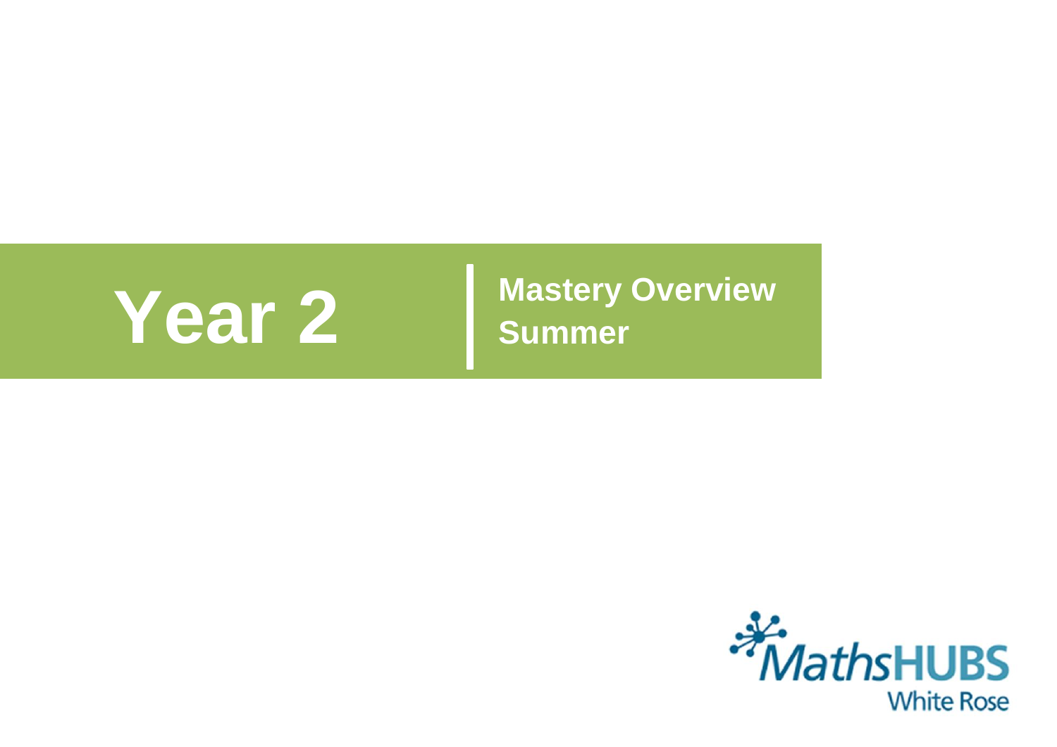# Year 2

## Mastery Overview
## Summer

MathsHUBS White Rose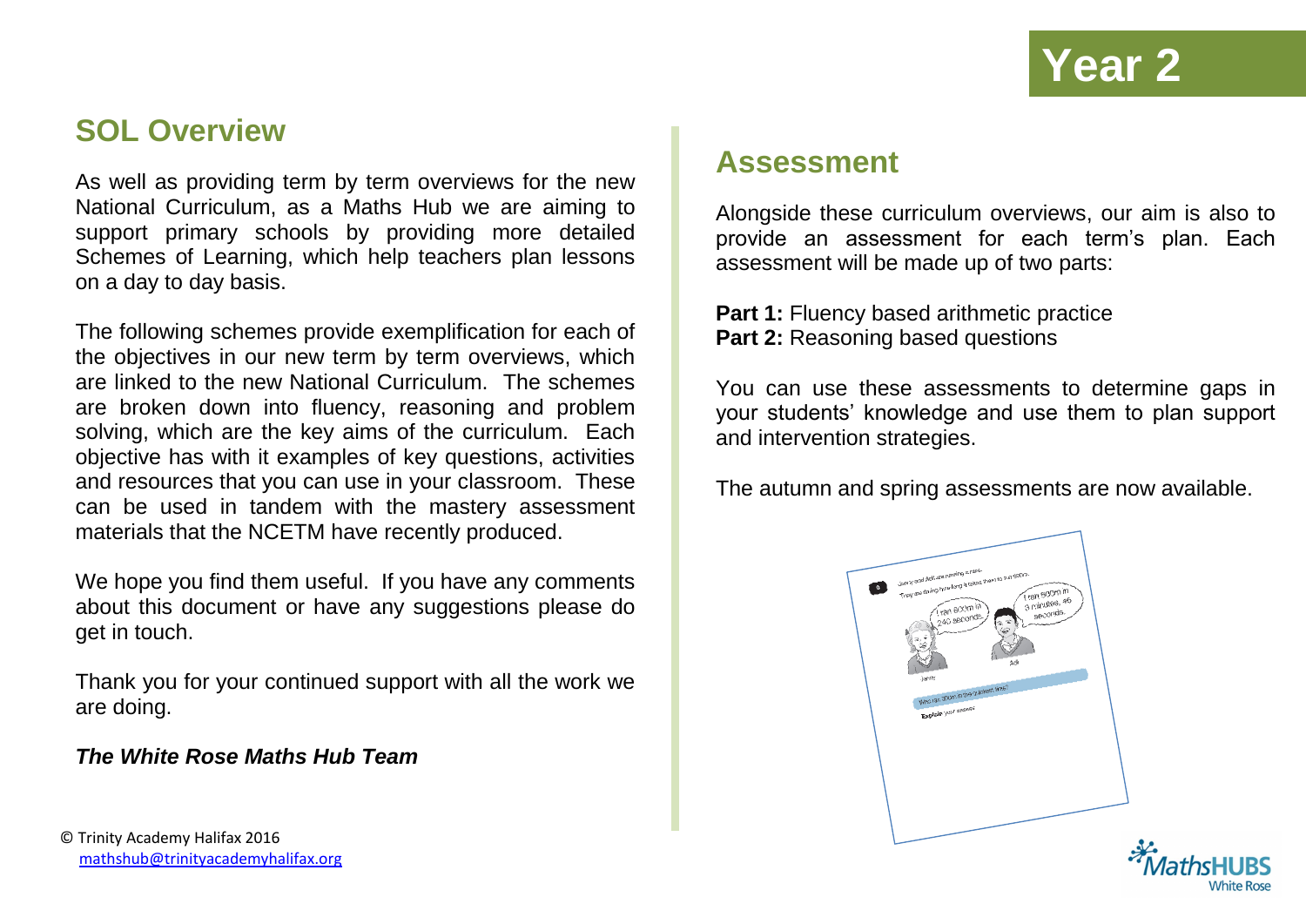# Year 2

## SOL Overview

As well as providing term by term overviews for the new National Curriculum, as a Maths Hub we are aiming to support primary schools by providing more detailed Schemes of Learning, which help teachers plan lessons on a day to day basis.

The following schemes provide exemplification for each of the objectives in our new term by term overviews, which are linked to the new National Curriculum. The schemes are broken down into fluency, reasoning and problem solving, which are the key aims of the curriculum. Each objective has with it examples of key questions, activities and resources that you can use in your classroom. These can be used in tandem with the mastery assessment materials that the NCETM have recently produced.

We hope you find them useful. If you have any comments about this document or have any suggestions please do get in touch.

Thank you for your continued support with all the work we are doing.

***The White Rose Maths Hub Team***

© Trinity Academy Halifax 2016
mathshub@trinityacademyhalifax.org

## Assessment

Alongside these curriculum overviews, our aim is also to provide an assessment for each term's plan. Each assessment will be made up of two parts:

**Part 1:** Fluency based arithmetic practice
**Part 2:** Reasoning based questions

You can use these assessments to determine gaps in your students' knowledge and use them to plan support and intervention strategies.

The autumn and spring assessments are now available.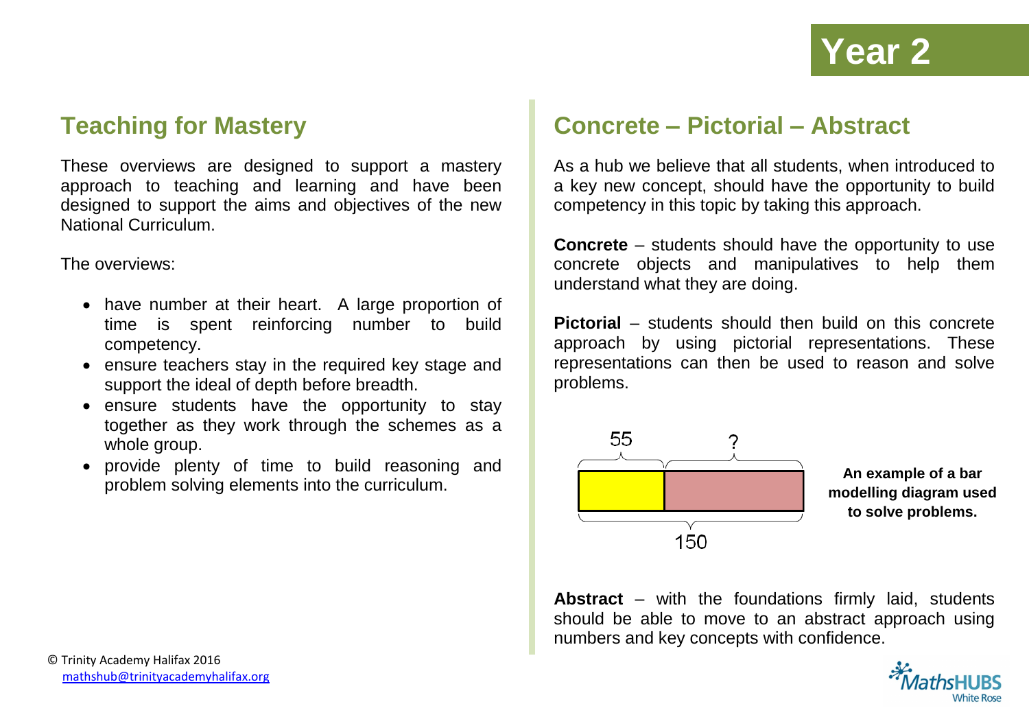# Year 2

## Teaching for Mastery

These overviews are designed to support a mastery approach to teaching and learning and have been designed to support the aims and objectives of the new National Curriculum.

The overviews:

- have number at their heart. A large proportion of time is spent reinforcing number to build competency.
- ensure teachers stay in the required key stage and support the ideal of depth before breadth.
- ensure students have the opportunity to stay together as they work through the schemes as a whole group.
- provide plenty of time to build reasoning and problem solving elements into the curriculum.

## Concrete – Pictorial – Abstract

As a hub we believe that all students, when introduced to a key new concept, should have the opportunity to build competency in this topic by taking this approach.

**Concrete** – students should have the opportunity to use concrete objects and manipulatives to help them understand what they are doing.

**Pictorial** – students should then build on this concrete approach by using pictorial representations. These representations can then be used to reason and solve problems.

55 ? 150

**An example of a bar modelling diagram used to solve problems.**

**Abstract** – with the foundations firmly laid, students should be able to move to an abstract approach using numbers and key concepts with confidence.

© Trinity Academy Halifax 2016
mathshub@trinityacademyhalifax.org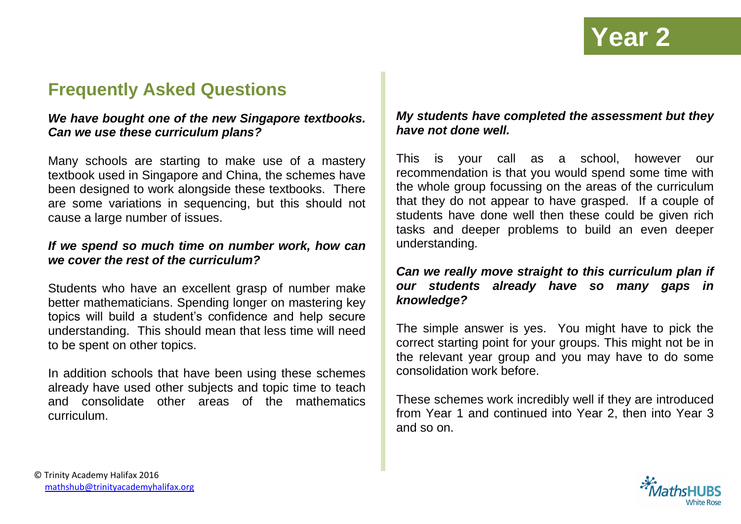# Year 2

## Frequently Asked Questions

***We have bought one of the new Singapore textbooks. Can we use these curriculum plans?***

Many schools are starting to make use of a mastery textbook used in Singapore and China, the schemes have been designed to work alongside these textbooks. There are some variations in sequencing, but this should not cause a large number of issues.

***If we spend so much time on number work, how can we cover the rest of the curriculum?***

Students who have an excellent grasp of number make better mathematicians. Spending longer on mastering key topics will build a student's confidence and help secure understanding. This should mean that less time will need to be spent on other topics.

In addition schools that have been using these schemes already have used other subjects and topic time to teach and consolidate other areas of the mathematics curriculum.

***My students have completed the assessment but they have not done well.***

This is your call as a school, however our recommendation is that you would spend some time with the whole group focussing on the areas of the curriculum that they do not appear to have grasped. If a couple of students have done well then these could be given rich tasks and deeper problems to build an even deeper understanding.

***Can we really move straight to this curriculum plan if our students already have so many gaps in knowledge?***

The simple answer is yes. You might have to pick the correct starting point for your groups. This might not be in the relevant year group and you may have to do some consolidation work before.

These schemes work incredibly well if they are introduced from Year 1 and continued into Year 2, then into Year 3 and so on.

© Trinity Academy Halifax 2016
mathshub@trinityacademyhalifax.org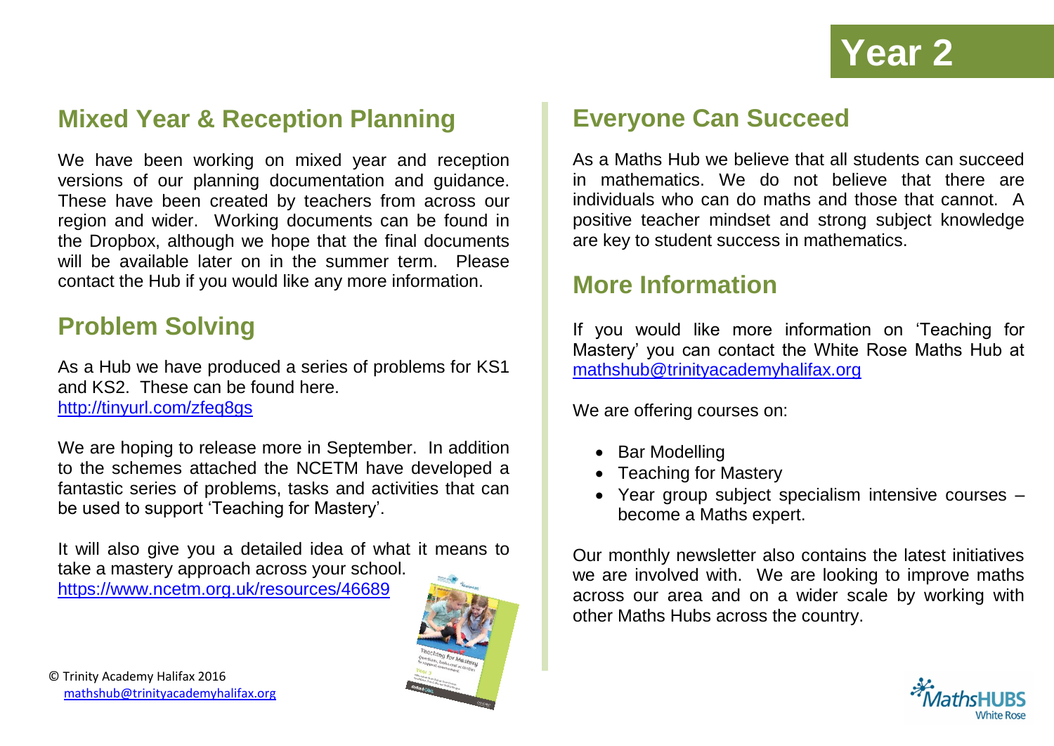# Year 2

## Mixed Year & Reception Planning

We have been working on mixed year and reception versions of our planning documentation and guidance. These have been created by teachers from across our region and wider. Working documents can be found in the Dropbox, although we hope that the final documents will be available later on in the summer term. Please contact the Hub if you would like any more information.

## Problem Solving

As a Hub we have produced a series of problems for KS1 and KS2. These can be found here.
http://tinyurl.com/zfeq8gs

We are hoping to release more in September. In addition to the schemes attached the NCETM have developed a fantastic series of problems, tasks and activities that can be used to support 'Teaching for Mastery'.

It will also give you a detailed idea of what it means to take a mastery approach across your school.
https://www.ncetm.org.uk/resources/46689

## Everyone Can Succeed

As a Maths Hub we believe that all students can succeed in mathematics. We do not believe that there are individuals who can do maths and those that cannot. A positive teacher mindset and strong subject knowledge are key to student success in mathematics.

## More Information

If you would like more information on 'Teaching for Mastery' you can contact the White Rose Maths Hub at mathshub@trinityacademyhalifax.org

We are offering courses on:

- Bar Modelling
- Teaching for Mastery
- Year group subject specialism intensive courses – become a Maths expert.

Our monthly newsletter also contains the latest initiatives we are involved with. We are looking to improve maths across our area and on a wider scale by working with other Maths Hubs across the country.

© Trinity Academy Halifax 2016
mathshub@trinityacademyhalifax.org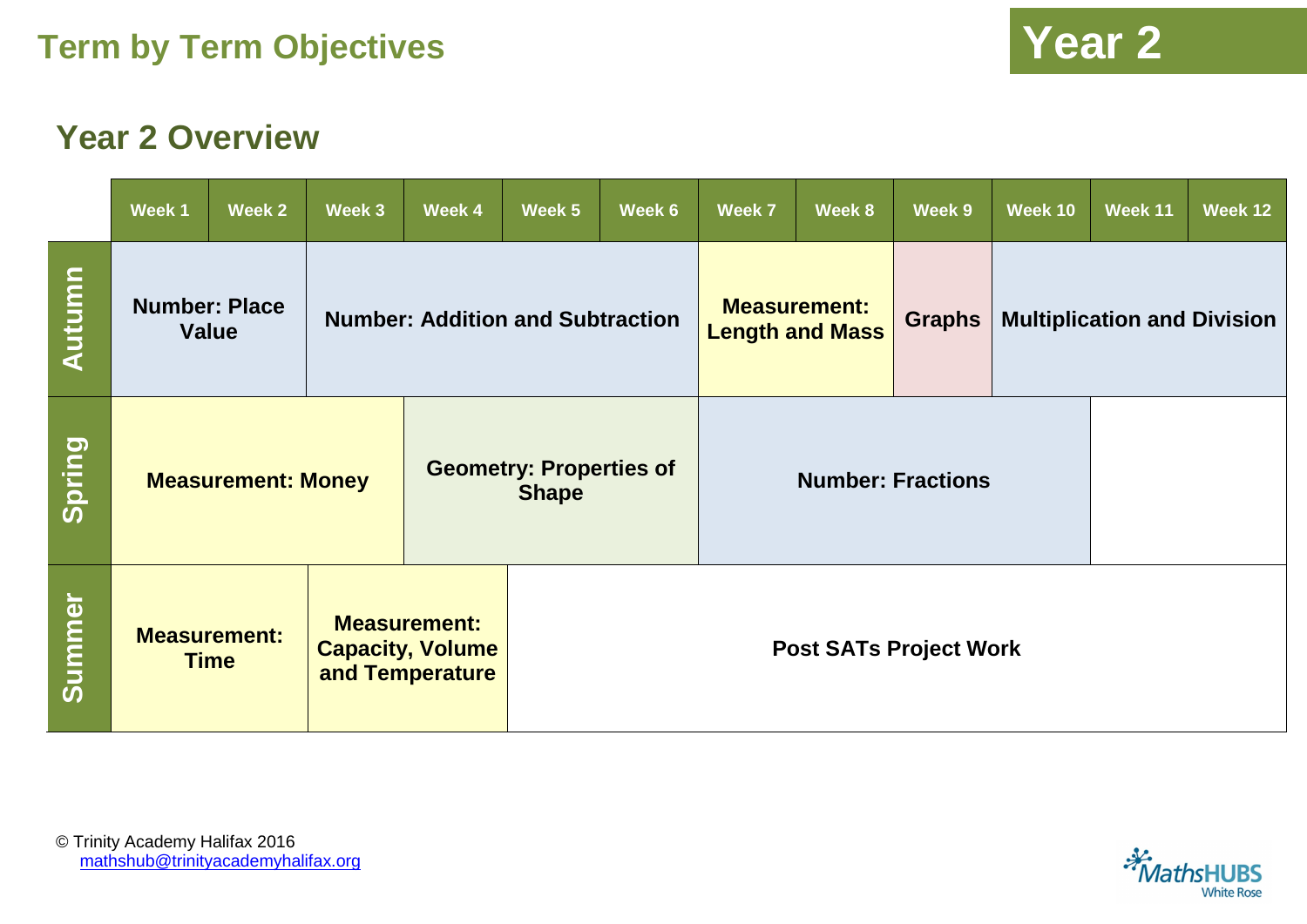# Term by Term Objectives

# Year 2

## Year 2 Overview

| | Week 1 | Week 2 | Week 3 | Week 4 | Week 5 | Week 6 | Week 7 | Week 8 | Week 9 | Week 10 | Week 11 | Week 12 |
|---|---|---|---|---|---|---|---|---|---|---|---|---|
| **Autumn** | **Number: Place Value** | | **Number: Addition and Subtraction** | | | | **Measurement: Length and Mass** | | **Graphs** | **Multiplication and Division** | | |
| **Spring** | **Measurement: Money** | | | **Geometry: Properties of Shape** | | | **Number: Fractions** | | | | | |
| **Summer** | **Measurement: Time** | | **Measurement: Capacity, Volume and Temperature** | | **Post SATs Project Work** | | | | | | | |

© Trinity Academy Halifax 2016
mathshub@trinityacademyhalifax.org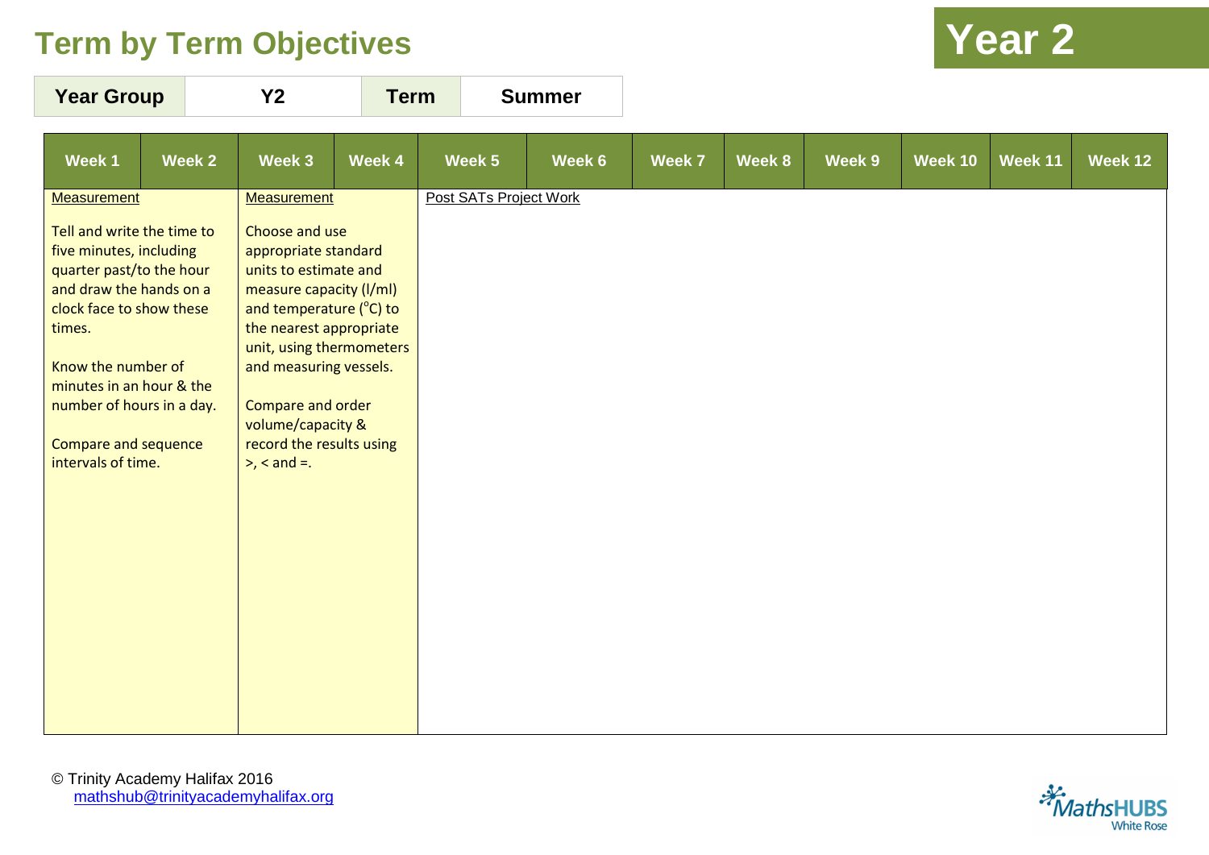# Term by Term Objectives

## Year 2

| Year Group | Y2 | Term | Summer |
|---|---|---|---|

| Week 1 | Week 2 | Week 3 | Week 4 | Week 5 | Week 6 | Week 7 | Week 8 | Week 9 | Week 10 | Week 11 | Week 12 |
|---|---|---|---|---|---|---|---|---|---|---|---|
| Measurement<br><br>Tell and write the time to five minutes, including quarter past/to the hour and draw the hands on a clock face to show these times.<br><br>Know the number of minutes in an hour & the number of hours in a day.<br><br>Compare and sequence intervals of time. | | Measurement<br><br>Choose and use appropriate standard units to estimate and measure capacity (l/ml) and temperature ($^{o}$C) to the nearest appropriate unit, using thermometers and measuring vessels.<br><br>Compare and order volume/capacity & record the results using >, < and =. | | Post SATs Project Work | | | | | | | |

© Trinity Academy Halifax 2016
mathshub@trinityacademyhalifax.org

MathsHUBS White Rose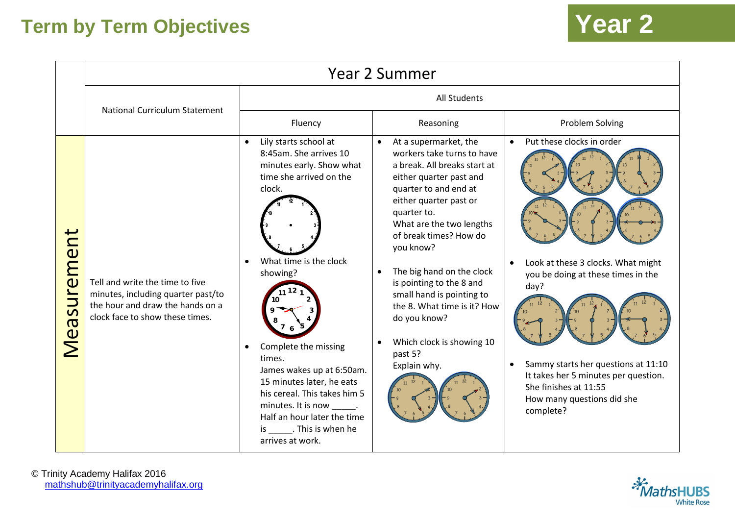# Term by Term Objectives

## Year 2

| | Year 2 Summer | | | |
|---|---|---|---|---|
| | National Curriculum Statement | All Students | | |
| | | Fluency | Reasoning | Problem Solving |
| Measurement | Tell and write the time to five minutes, including quarter past/to the hour and draw the hands on a clock face to show these times. | • Lily starts school at 8:45am. She arrives 10 minutes early. Show what time she arrived on the clock.<br>• What time is the clock showing?<br>• Complete the missing times.<br>James wakes up at 6:50am. 15 minutes later, he eats his cereal. This takes him 5 minutes. It is now _____.<br>Half an hour later the time is _____. This is when he arrives at work. | • At a supermarket, the workers take turns to have a break. All breaks start at either quarter past and quarter to and end at either quarter past or quarter to.<br>What are the two lengths of break times? How do you know?<br>• The big hand on the clock is pointing to the 8 and small hand is pointing to the 8. What time is it? How do you know?<br>• Which clock is showing 10 past 5?<br>Explain why. | • Put these clocks in order<br>• Look at these 3 clocks. What might you be doing at these times in the day?<br>• Sammy starts her questions at 11:10<br>It takes her 5 minutes per question.<br>She finishes at 11:55<br>How many questions did she complete? |

© Trinity Academy Halifax 2016
mathshub@trinityacademyhalifax.org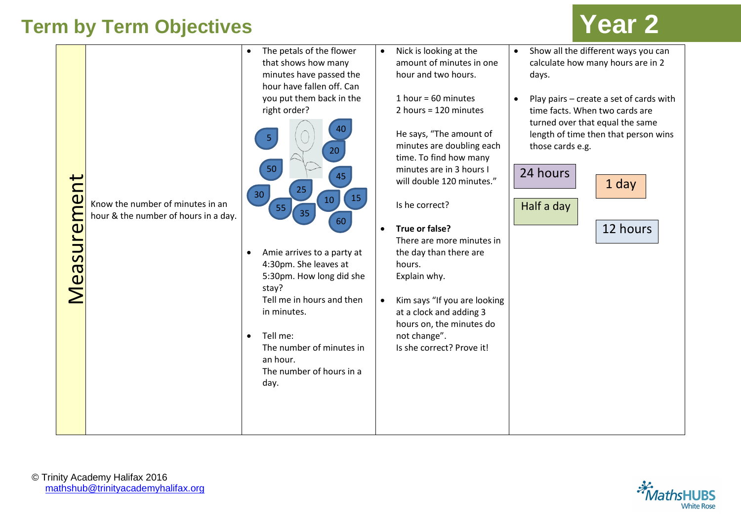# Term by Term Objectives

# Year 2

| Measurement | Know the number of minutes in an hour & the number of hours in a day. | • The petals of the flower that shows how many minutes have passed the hour have fallen off. Can you put them back in the right order?<br><br>5, 40, 20, 50, 45, 30, 25, 10, 15, 55, 35, 60<br><br>• Amie arrives to a party at 4:30pm. She leaves at 5:30pm. How long did she stay?<br>Tell me in hours and then in minutes.<br><br>• Tell me:<br>The number of minutes in an hour.<br>The number of hours in a day. | • Nick is looking at the amount of minutes in one hour and two hours.<br><br>1 hour = 60 minutes<br>2 hours = 120 minutes<br><br>He says, "The amount of minutes are doubling each time. To find how many minutes are in 3 hours I will double 120 minutes."<br><br>Is he correct?<br><br>• **True or false?**<br>There are more minutes in the day than there are hours.<br>Explain why.<br><br>• Kim says "If you are looking at a clock and adding 3 hours on, the minutes do not change".<br>Is she correct? Prove it! | • Show all the different ways you can calculate how many hours are in 2 days.<br><br>• Play pairs – create a set of cards with time facts. When two cards are turned over that equal the same length of time then that person wins those cards e.g.<br><br>24 hours<br>1 day<br>Half a day<br>12 hours |
|---|---|---|---|---|

© Trinity Academy Halifax 2016
mathshub@trinityacademyhalifax.org

MathsHUBS White Rose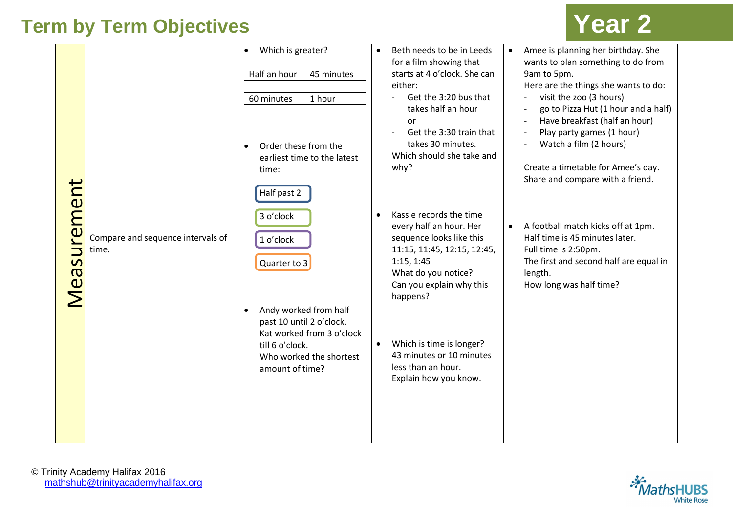# Term by Term Objectives

## Year 2

| | | | | |
|---|---|---|---|---|
| Measurement | Compare and sequence intervals of time. | • Which is greater?<br><br>Half an hour / 45 minutes<br><br>60 minutes / 1 hour<br><br>• Order these from the earliest time to the latest time:<br><br>Half past 2<br>3 o'clock<br>1 o'clock<br>Quarter to 3<br><br>• Andy worked from half past 10 until 2 o'clock. Kat worked from 3 o'clock till 6 o'clock. Who worked the shortest amount of time? | • Beth needs to be in Leeds for a film showing that starts at 4 o'clock. She can either:<br>- Get the 3:20 bus that takes half an hour<br>or<br>- Get the 3:30 train that takes 30 minutes.<br>Which should she take and why?<br><br>• Kassie records the time every half an hour. Her sequence looks like this 11:15, 11:45, 12:15, 12:45, 1:15, 1:45<br>What do you notice?<br>Can you explain why this happens?<br><br>• Which is time is longer? 43 minutes or 10 minutes less than an hour.<br>Explain how you know. | • Amee is planning her birthday. She wants to plan something to do from 9am to 5pm.<br>Here are the things she wants to do:<br>- visit the zoo (3 hours)<br>- go to Pizza Hut (1 hour and a half)<br>- Have breakfast (half an hour)<br>- Play party games (1 hour)<br>- Watch a film (2 hours)<br><br>Create a timetable for Amee's day. Share and compare with a friend.<br><br>• A football match kicks off at 1pm. Half time is 45 minutes later. Full time is 2:50pm. The first and second half are equal in length. How long was half time? |

© Trinity Academy Halifax 2016
mathshub@trinityacademyhalifax.org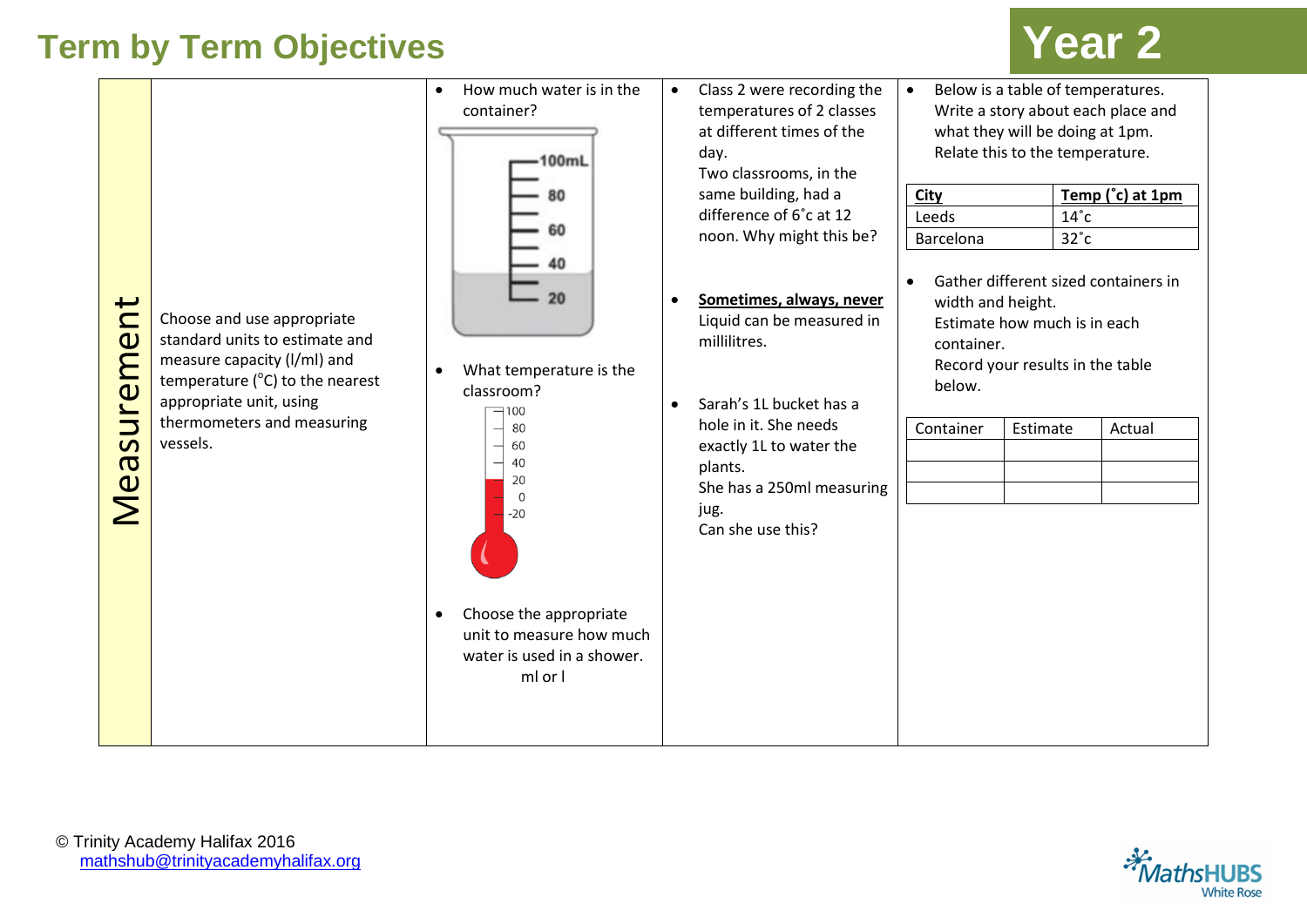# Term by Term Objectives

## Year 2

**Measurement**

Choose and use appropriate standard units to estimate and measure capacity (l/ml) and temperature (°C) to the nearest appropriate unit, using thermometers and measuring vessels.

- How much water is in the container?

  100mL, 80, 60, 40, 20

- What temperature is the classroom?

  100, 80, 60, 40, 20, 0, -20

- Choose the appropriate unit to measure how much water is used in a shower.

  ml or l

- Class 2 were recording the temperatures of 2 classes at different times of the day.
  Two classrooms, in the same building, had a difference of 6˚c at 12 noon. Why might this be?

- **Sometimes, always, never**
  Liquid can be measured in millilitres.

- Sarah's 1L bucket has a hole in it. She needs exactly 1L to water the plants.
  She has a 250ml measuring jug.
  Can she use this?

- Below is a table of temperatures. Write a story about each place and what they will be doing at 1pm.
  Relate this to the temperature.

| City | Temp (˚c) at 1pm |
|---|---|
| Leeds | 14˚c |
| Barcelona | 32˚c |

- Gather different sized containers in width and height.
  Estimate how much is in each container.
  Record your results in the table below.

| Container | Estimate | Actual |
|---|---|---|
| | | |
| | | |
| | | |

© Trinity Academy Halifax 2016
mathshub@trinityacademyhalifax.org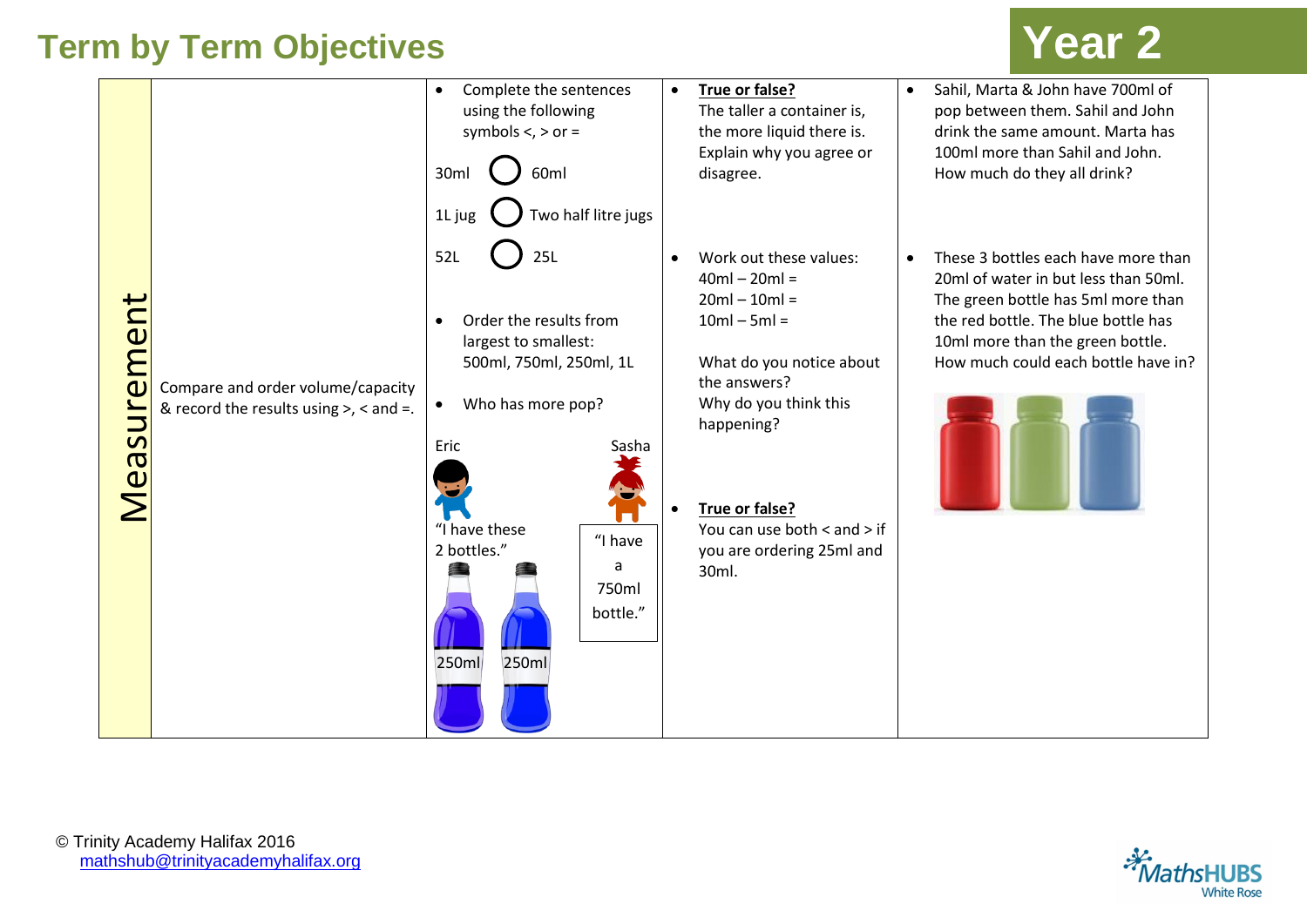# Term by Term Objectives

## Year 2

| | | | | |
|---|---|---|---|---|
| Measurement | Compare and order volume/capacity & record the results using >, < and =. | • Complete the sentences using the following symbols <, > or =<br><br>30ml ◯ 60ml<br><br>1L jug ◯ Two half litre jugs<br><br>52L ◯ 25L<br><br>• Order the results from largest to smallest: 500ml, 750ml, 250ml, 1L<br><br>• Who has more pop?<br><br>Eric: "I have these 2 bottles." 250ml 250ml<br><br>Sasha: "I have a 750ml bottle." | • **True or false?** The taller a container is, the more liquid there is. Explain why you agree or disagree.<br><br>• Work out these values:<br>40ml – 20ml =<br>20ml – 10ml =<br>10ml – 5ml =<br><br>What do you notice about the answers?<br>Why do you think this happening?<br><br>• **True or false?** You can use both < and > if you are ordering 25ml and 30ml. | • Sahil, Marta & John have 700ml of pop between them. Sahil and John drink the same amount. Marta has 100ml more than Sahil and John. How much do they all drink?<br><br>• These 3 bottles each have more than 20ml of water in but less than 50ml. The green bottle has 5ml more than the red bottle. The blue bottle has 10ml more than the green bottle. How much could each bottle have in? |

© Trinity Academy Halifax 2016
mathshub@trinityacademyhalifax.org